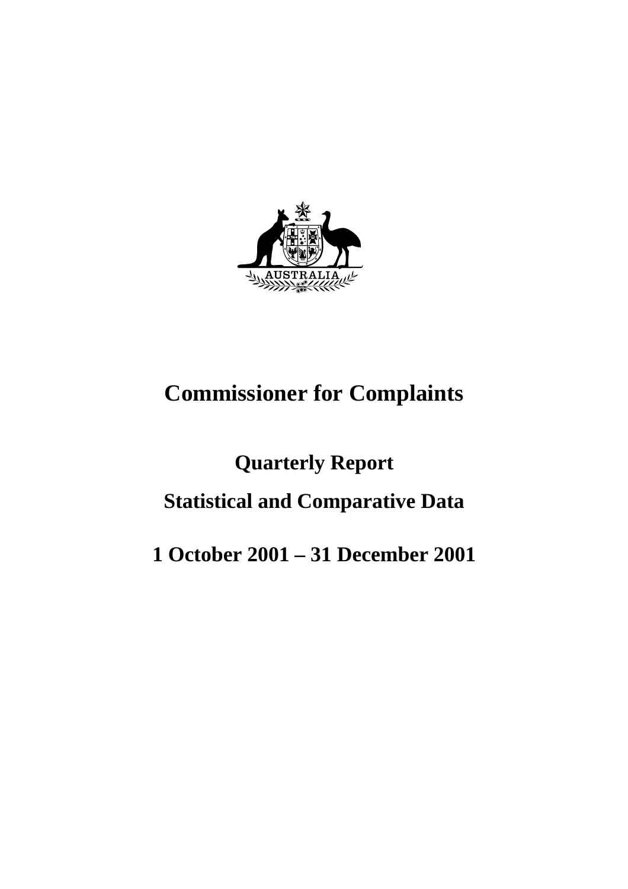# Commissioner for Complaints

## Quarterly Report

## Statistical and Comparative Data

## 1 October 2001 – 31 December 2001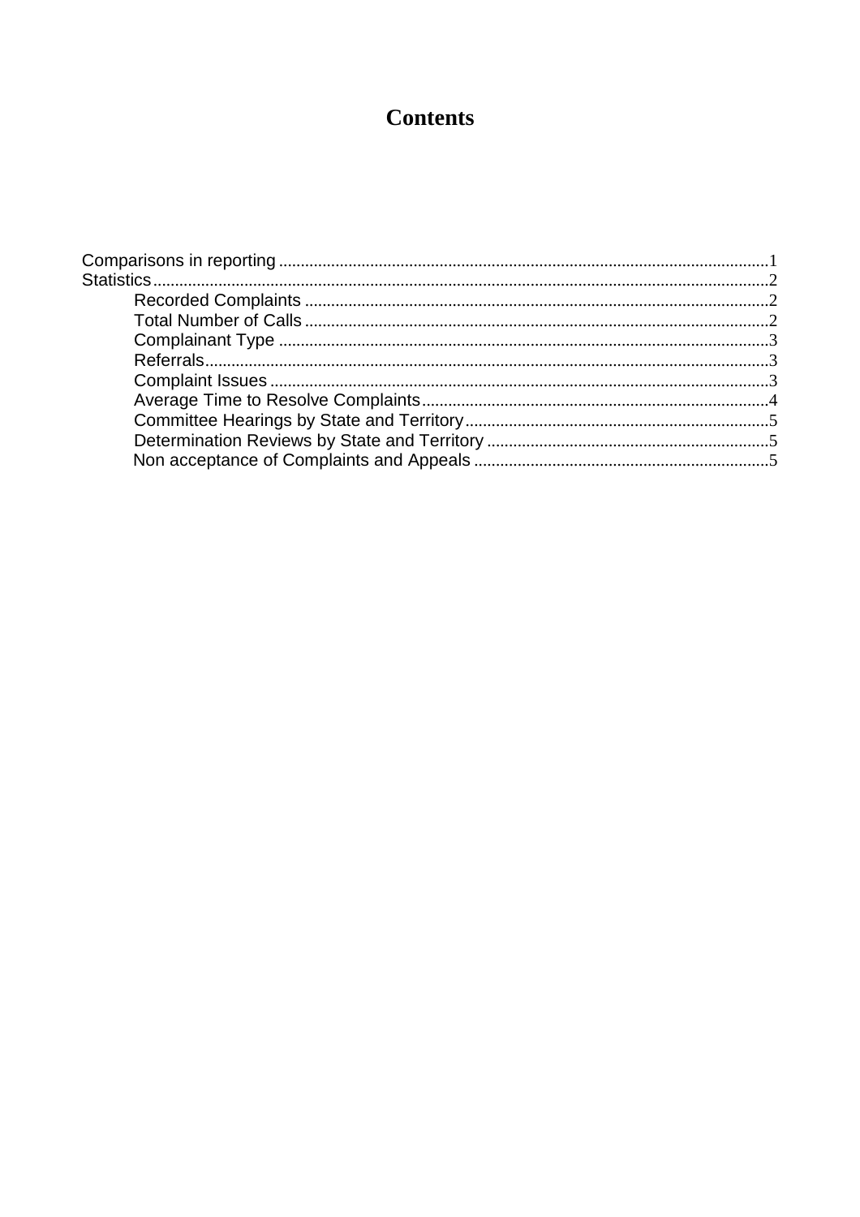# Contents

- Comparisons in reporting ........ 1
- Statistics ........ 2
  - Recorded Complaints ........ 2
  - Total Number of Calls ........ 2
  - Complainant Type ........ 3
  - Referrals ........ 3
  - Complaint Issues ........ 3
  - Average Time to Resolve Complaints ........ 4
  - Committee Hearings by State and Territory ........ 5
  - Determination Reviews by State and Territory ........ 5
  - Non acceptance of Complaints and Appeals ........ 5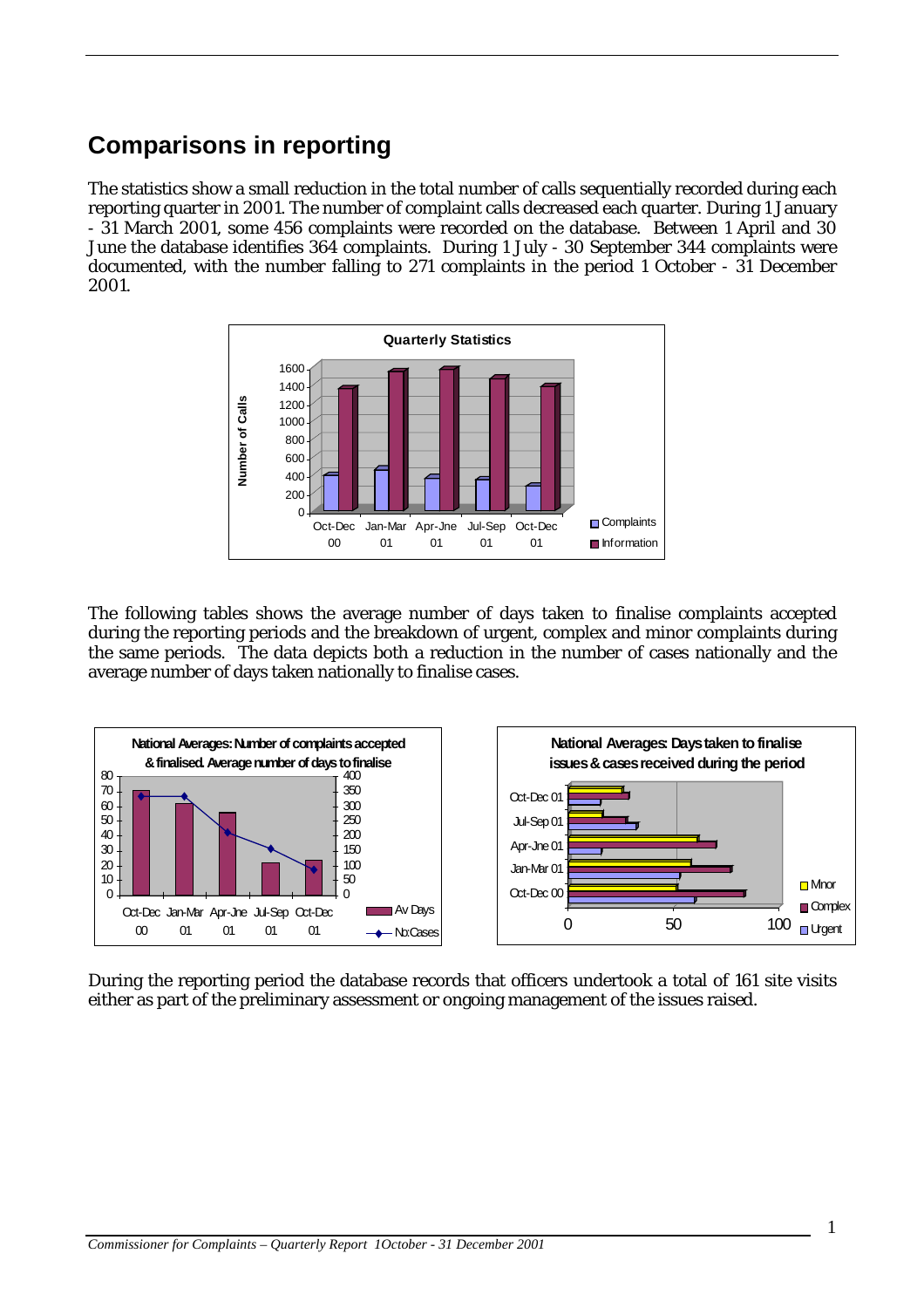## Comparisons in reporting

The statistics show a small reduction in the total number of calls sequentially recorded during each reporting quarter in 2001. The number of complaint calls decreased each quarter. During 1 January - 31 March 2001, some 456 complaints were recorded on the database. Between 1 April and 30 June the database identifies 364 complaints. During 1 July - 30 September 344 complaints were documented, with the number falling to 271 complaints in the period 1 October - 31 December 2001.

The following tables shows the average number of days taken to finalise complaints accepted during the reporting periods and the breakdown of urgent, complex and minor complaints during the same periods. The data depicts both a reduction in the number of cases nationally and the average number of days taken nationally to finalise cases.

During the reporting period the database records that officers undertook a total of 161 site visits either as part of the preliminary assessment or ongoing management of the issues raised.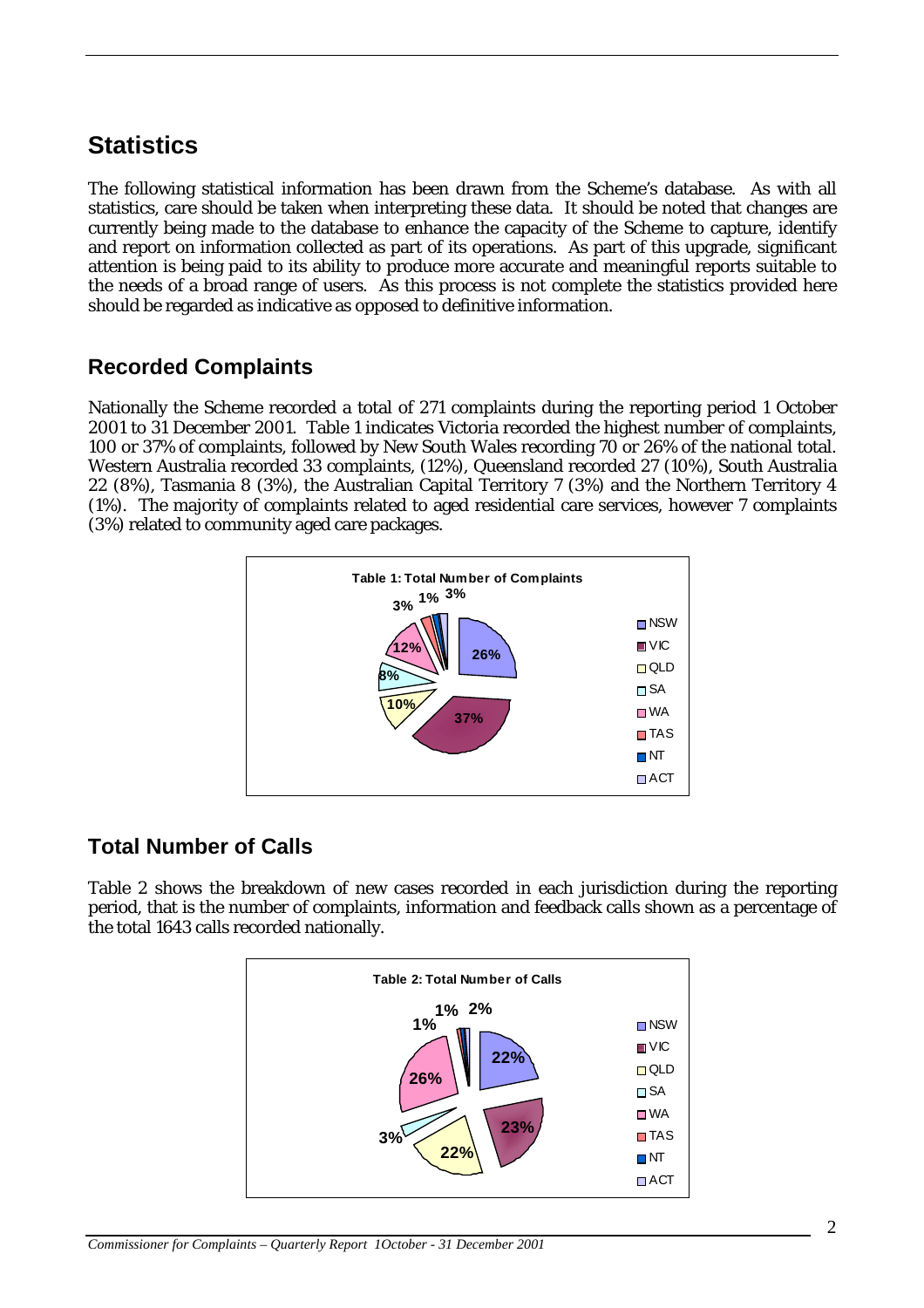## Statistics

The following statistical information has been drawn from the Scheme's database. As with all statistics, care should be taken when interpreting these data. It should be noted that changes are currently being made to the database to enhance the capacity of the Scheme to capture, identify and report on information collected as part of its operations. As part of this upgrade, significant attention is being paid to its ability to produce more accurate and meaningful reports suitable to the needs of a broad range of users. As this process is not complete the statistics provided here should be regarded as indicative as opposed to definitive information.

### Recorded Complaints

Nationally the Scheme recorded a total of 271 complaints during the reporting period 1 October 2001 to 31 December 2001. Table 1 indicates Victoria recorded the highest number of complaints, 100 or 37% of complaints, followed by New South Wales recording 70 or 26% of the national total. Western Australia recorded 33 complaints, (12%), Queensland recorded 27 (10%), South Australia 22 (8%), Tasmania 8 (3%), the Australian Capital Territory 7 (3%) and the Northern Territory 4 (1%). The majority of complaints related to aged residential care services, however 7 complaints (3%) related to community aged care packages.

**Table 1: Total Number of Complaints**

| Jurisdiction | Percentage |
|---|---|
| NSW | 26% |
| VIC | 37% |
| QLD | 10% |
| SA | 8% |
| WA | 12% |
| TAS | 3% |
| NT | 1% |
| ACT | 3% |

### Total Number of Calls

Table 2 shows the breakdown of new cases recorded in each jurisdiction during the reporting period, that is the number of complaints, information and feedback calls shown as a percentage of the total 1643 calls recorded nationally.

**Table 2: Total Number of Calls**

| Jurisdiction | Percentage |
|---|---|
| NSW | 22% |
| VIC | 23% |
| QLD | 22% |
| SA | 3% |
| WA | 26% |
| TAS | 1% |
| NT | 1% |
| ACT | 2% |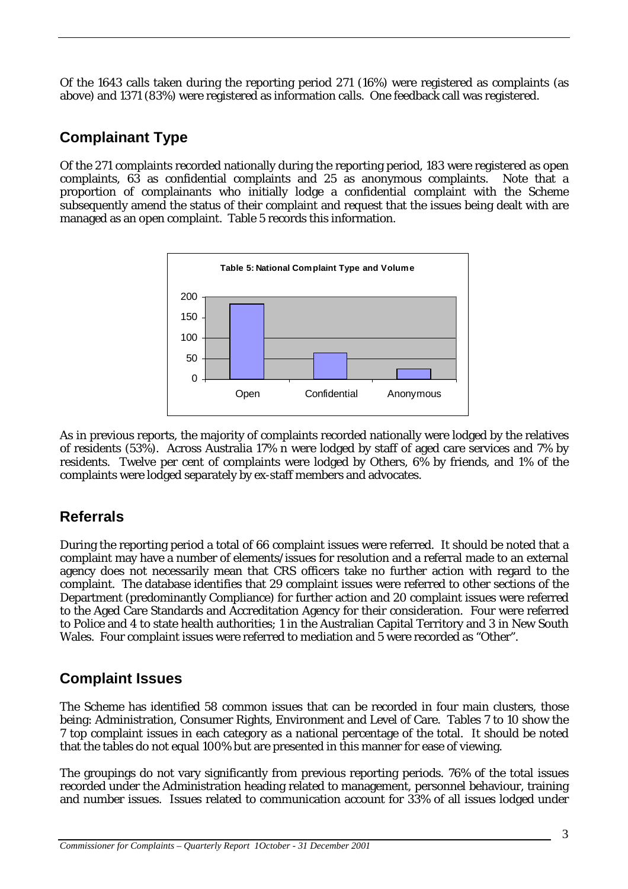Of the 1643 calls taken during the reporting period 271 (16%) were registered as complaints (as above) and 1371 (83%) were registered as information calls. One feedback call was registered.

## Complainant Type

Of the 271 complaints recorded nationally during the reporting period, 183 were registered as open complaints, 63 as confidential complaints and 25 as anonymous complaints. Note that a proportion of complainants who initially lodge a confidential complaint with the Scheme subsequently amend the status of their complaint and request that the issues being dealt with are managed as an open complaint. Table 5 records this information.

**Table 5: National Complaint Type and Volume**

| Type | Volume |
|---|---|
| Open | 183 |
| Confidential | 63 |
| Anonymous | 25 |

As in previous reports, the majority of complaints recorded nationally were lodged by the relatives of residents (53%). Across Australia 17% n were lodged by staff of aged care services and 7% by residents. Twelve per cent of complaints were lodged by Others, 6% by friends, and 1% of the complaints were lodged separately by ex-staff members and advocates.

## Referrals

During the reporting period a total of 66 complaint issues were referred. It should be noted that a complaint may have a number of elements/issues for resolution and a referral made to an external agency does not necessarily mean that CRS officers take no further action with regard to the complaint. The database identifies that 29 complaint issues were referred to other sections of the Department (predominantly Compliance) for further action and 20 complaint issues were referred to the Aged Care Standards and Accreditation Agency for their consideration. Four were referred to Police and 4 to state health authorities; 1 in the Australian Capital Territory and 3 in New South Wales. Four complaint issues were referred to mediation and 5 were recorded as "Other".

## Complaint Issues

The Scheme has identified 58 common issues that can be recorded in four main clusters, those being: Administration, Consumer Rights, Environment and Level of Care. Tables 7 to 10 show the 7 top complaint issues in each category as a national percentage of the total. It should be noted that the tables do not equal 100% but are presented in this manner for ease of viewing.

The groupings do not vary significantly from previous reporting periods. 76% of the total issues recorded under the Administration heading related to management, personnel behaviour, training and number issues. Issues related to communication account for 33% of all issues lodged under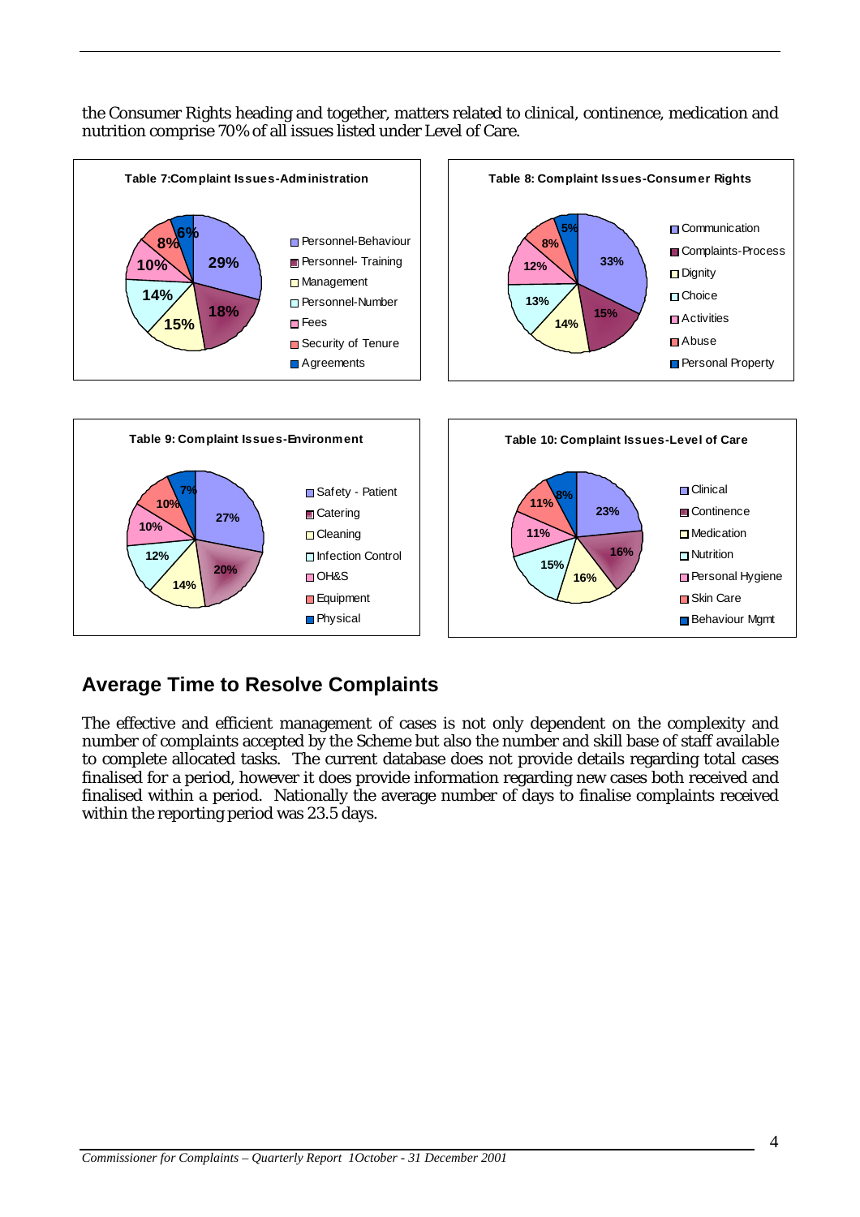the Consumer Rights heading and together, matters related to clinical, continence, medication and nutrition comprise 70% of all issues listed under Level of Care.

**Table 7: Complaint Issues-Administration**

| Issue | % |
|---|---|
| Personnel-Behaviour | 29% |
| Personnel- Training | 18% |
| Management | 15% |
| Personnel-Number | 14% |
| Fees | 10% |
| Security of Tenure | 8% |
| Agreements | 6% |

**Table 8: Complaint Issues-Consumer Rights**

| Issue | % |
|---|---|
| Communication | 33% |
| Complaints-Process | 15% |
| Dignity | 14% |
| Choice | 13% |
| Activities | 12% |
| Abuse | 8% |
| Personal Property | 5% |

**Table 9: Complaint Issues-Environment**

| Issue | % |
|---|---|
| Safety - Patient | 27% |
| Catering | 20% |
| Cleaning | 14% |
| Infection Control | 12% |
| OH&S | 10% |
| Equipment | 10% |
| Physical | 7% |

**Table 10: Complaint Issues-Level of Care**

| Issue | % |
|---|---|
| Clinical | 23% |
| Continence | 16% |
| Medication | 16% |
| Nutrition | 15% |
| Personal Hygiene | 11% |
| Skin Care | 11% |
| Behaviour Mgmt | 8% |

## Average Time to Resolve Complaints

The effective and efficient management of cases is not only dependent on the complexity and number of complaints accepted by the Scheme but also the number and skill base of staff available to complete allocated tasks. The current database does not provide details regarding total cases finalised for a period, however it does provide information regarding new cases both received and finalised within a period. Nationally the average number of days to finalise complaints received within the reporting period was 23.5 days.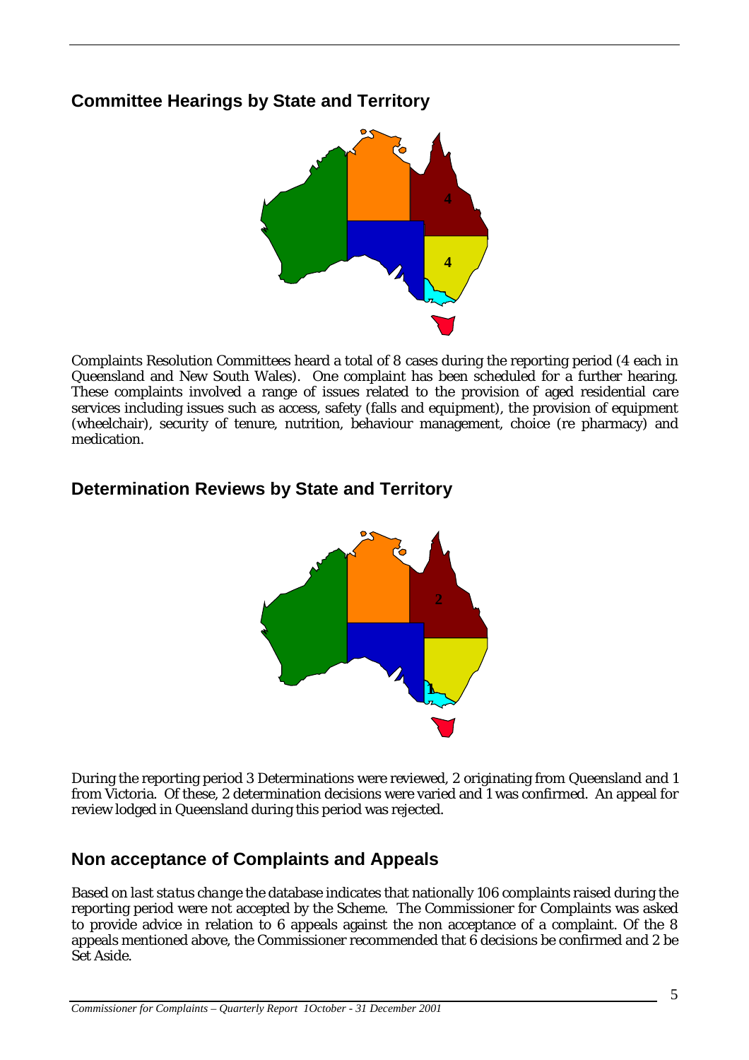## Committee Hearings by State and Territory

4

4

Complaints Resolution Committees heard a total of 8 cases during the reporting period (4 each in Queensland and New South Wales). One complaint has been scheduled for a further hearing. These complaints involved a range of issues related to the provision of aged residential care services including issues such as access, safety (falls and equipment), the provision of equipment (wheelchair), security of tenure, nutrition, behaviour management, choice (re pharmacy) and medication.

## Determination Reviews by State and Territory

2

1

During the reporting period 3 Determinations were reviewed, 2 originating from Queensland and 1 from Victoria. Of these, 2 determination decisions were varied and 1 was confirmed. An appeal for review lodged in Queensland during this period was rejected.

## Non acceptance of Complaints and Appeals

Based on *last status change* the database indicates that nationally 106 complaints raised during the reporting period were not accepted by the Scheme. The Commissioner for Complaints was asked to provide advice in relation to 6 appeals against the non acceptance of a complaint. Of the 8 appeals mentioned above, the Commissioner recommended that 6 decisions be confirmed and 2 be Set Aside.